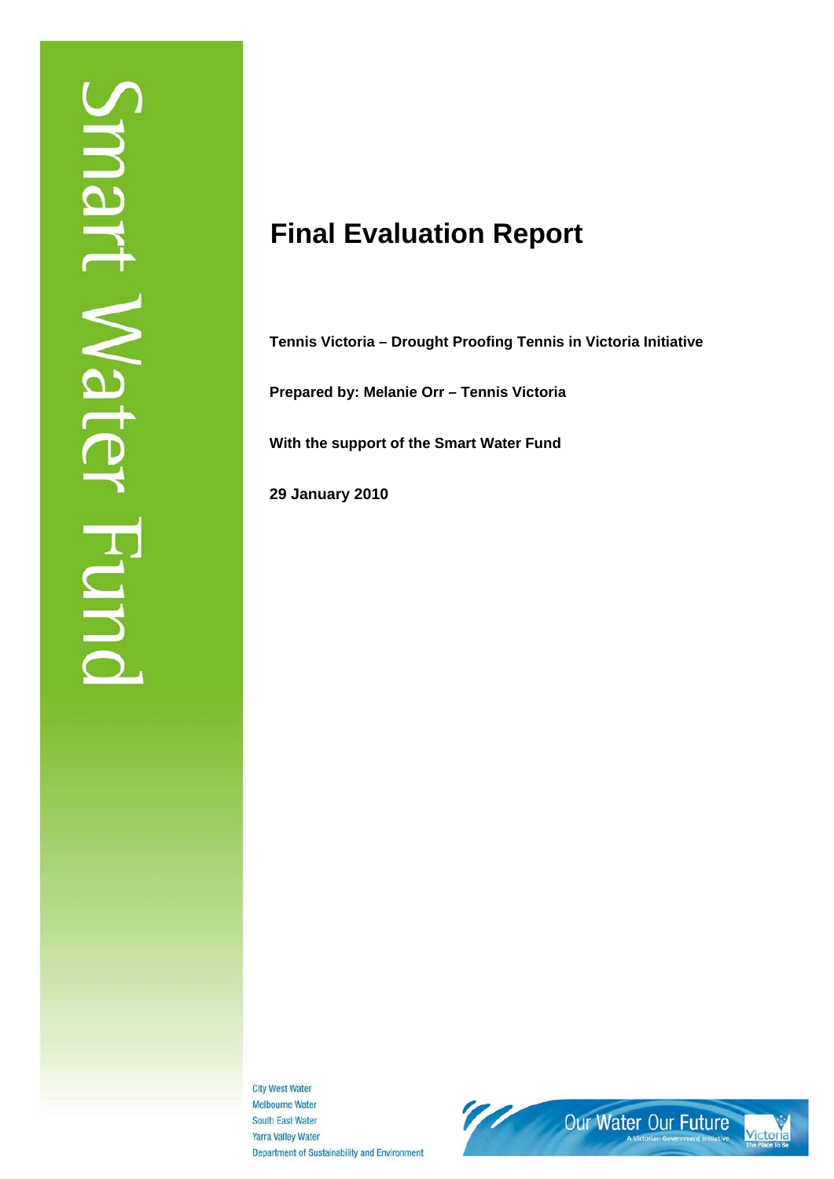Smart Water Fund

# Final Evaluation Report

**Tennis Victoria – Drought Proofing Tennis in Victoria Initiative**

**Prepared by: Melanie Orr – Tennis Victoria**

**With the support of the Smart Water Fund**

**29 January 2010**

City West Water
Melbourne Water
South East Water
Yarra Valley Water
Department of Sustainability and Environment

Our Water Our Future
A Victorian Government Initiative

Victoria
The Place To Be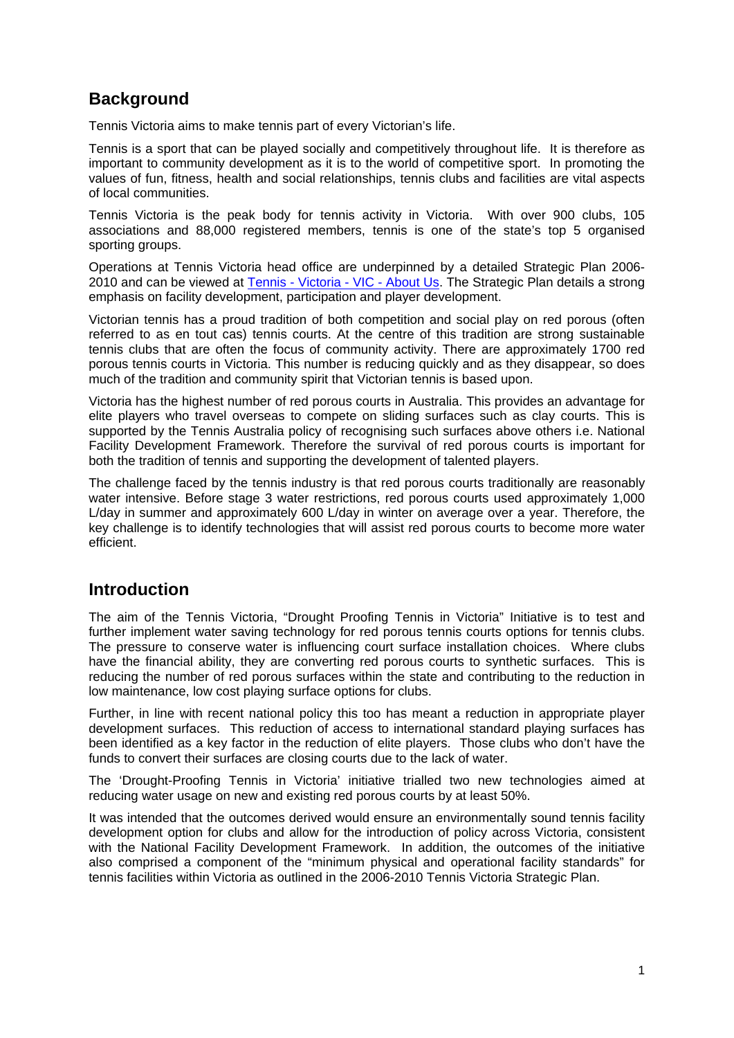## Background

Tennis Victoria aims to make tennis part of every Victorian's life.

Tennis is a sport that can be played socially and competitively throughout life. It is therefore as important to community development as it is to the world of competitive sport. In promoting the values of fun, fitness, health and social relationships, tennis clubs and facilities are vital aspects of local communities.

Tennis Victoria is the peak body for tennis activity in Victoria. With over 900 clubs, 105 associations and 88,000 registered members, tennis is one of the state's top 5 organised sporting groups.

Operations at Tennis Victoria head office are underpinned by a detailed Strategic Plan 2006-2010 and can be viewed at Tennis - Victoria - VIC - About Us. The Strategic Plan details a strong emphasis on facility development, participation and player development.

Victorian tennis has a proud tradition of both competition and social play on red porous (often referred to as en tout cas) tennis courts. At the centre of this tradition are strong sustainable tennis clubs that are often the focus of community activity. There are approximately 1700 red porous tennis courts in Victoria. This number is reducing quickly and as they disappear, so does much of the tradition and community spirit that Victorian tennis is based upon.

Victoria has the highest number of red porous courts in Australia. This provides an advantage for elite players who travel overseas to compete on sliding surfaces such as clay courts. This is supported by the Tennis Australia policy of recognising such surfaces above others i.e. National Facility Development Framework. Therefore the survival of red porous courts is important for both the tradition of tennis and supporting the development of talented players.

The challenge faced by the tennis industry is that red porous courts traditionally are reasonably water intensive. Before stage 3 water restrictions, red porous courts used approximately 1,000 L/day in summer and approximately 600 L/day in winter on average over a year. Therefore, the key challenge is to identify technologies that will assist red porous courts to become more water efficient.

## Introduction

The aim of the Tennis Victoria, "Drought Proofing Tennis in Victoria" Initiative is to test and further implement water saving technology for red porous tennis courts options for tennis clubs. The pressure to conserve water is influencing court surface installation choices. Where clubs have the financial ability, they are converting red porous courts to synthetic surfaces. This is reducing the number of red porous surfaces within the state and contributing to the reduction in low maintenance, low cost playing surface options for clubs.

Further, in line with recent national policy this too has meant a reduction in appropriate player development surfaces. This reduction of access to international standard playing surfaces has been identified as a key factor in the reduction of elite players. Those clubs who don't have the funds to convert their surfaces are closing courts due to the lack of water.

The 'Drought-Proofing Tennis in Victoria' initiative trialled two new technologies aimed at reducing water usage on new and existing red porous courts by at least 50%.

It was intended that the outcomes derived would ensure an environmentally sound tennis facility development option for clubs and allow for the introduction of policy across Victoria, consistent with the National Facility Development Framework. In addition, the outcomes of the initiative also comprised a component of the "minimum physical and operational facility standards" for tennis facilities within Victoria as outlined in the 2006-2010 Tennis Victoria Strategic Plan.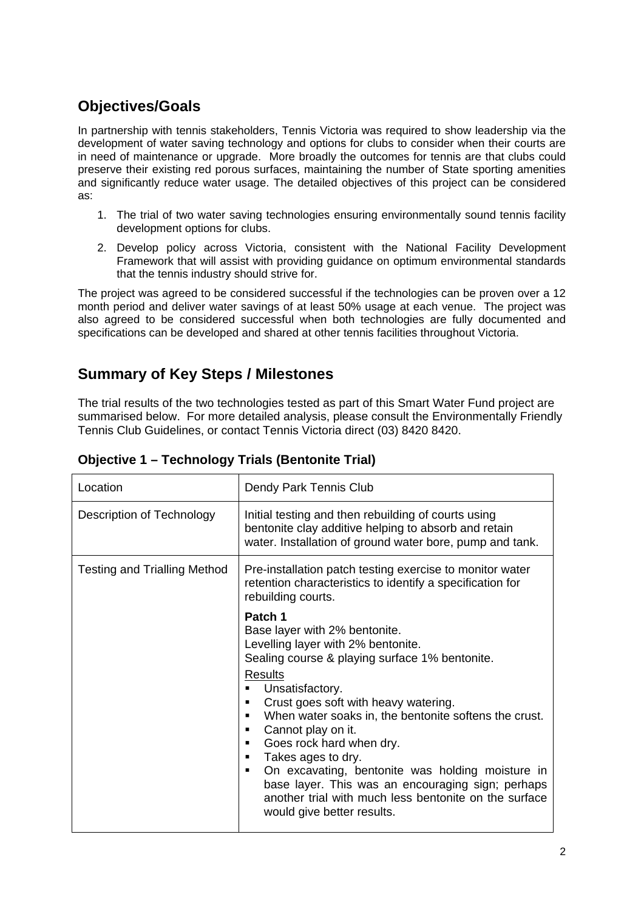## Objectives/Goals

In partnership with tennis stakeholders, Tennis Victoria was required to show leadership via the development of water saving technology and options for clubs to consider when their courts are in need of maintenance or upgrade. More broadly the outcomes for tennis are that clubs could preserve their existing red porous surfaces, maintaining the number of State sporting amenities and significantly reduce water usage. The detailed objectives of this project can be considered as:

1. The trial of two water saving technologies ensuring environmentally sound tennis facility development options for clubs.
2. Develop policy across Victoria, consistent with the National Facility Development Framework that will assist with providing guidance on optimum environmental standards that the tennis industry should strive for.

The project was agreed to be considered successful if the technologies can be proven over a 12 month period and deliver water savings of at least 50% usage at each venue. The project was also agreed to be considered successful when both technologies are fully documented and specifications can be developed and shared at other tennis facilities throughout Victoria.

## Summary of Key Steps / Milestones

The trial results of the two technologies tested as part of this Smart Water Fund project are summarised below. For more detailed analysis, please consult the Environmentally Friendly Tennis Club Guidelines, or contact Tennis Victoria direct (03) 8420 8420.

### Objective 1 – Technology Trials (Bentonite Trial)

| Location | Dendy Park Tennis Club |
|---|---|
| Description of Technology | Initial testing and then rebuilding of courts using bentonite clay additive helping to absorb and retain water. Installation of ground water bore, pump and tank. |
| Testing and Trialling Method | Pre-installation patch testing exercise to monitor water retention characteristics to identify a specification for rebuilding courts.<br><br>**Patch 1**<br>Base layer with 2% bentonite.<br>Levelling layer with 2% bentonite.<br>Sealing course & playing surface 1% bentonite.<br><br>Results<br>▪ Unsatisfactory.<br>▪ Crust goes soft with heavy watering.<br>▪ When water soaks in, the bentonite softens the crust.<br>▪ Cannot play on it.<br>▪ Goes rock hard when dry.<br>▪ Takes ages to dry.<br>▪ On excavating, bentonite was holding moisture in base layer. This was an encouraging sign; perhaps another trial with much less bentonite on the surface would give better results. |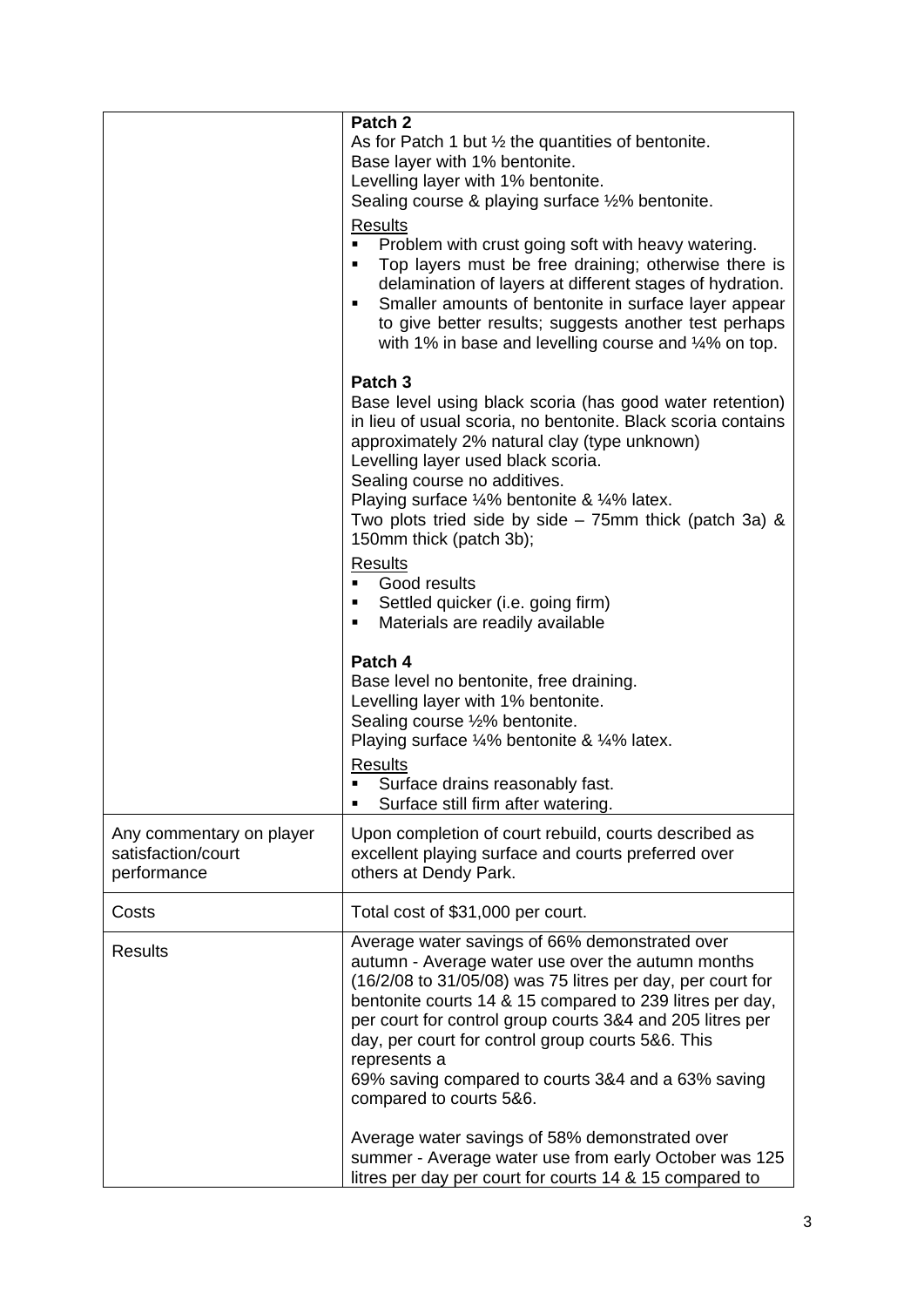| | |
|---|---|
| | **Patch 2**<br>As for Patch 1 but ½ the quantities of bentonite.<br>Base layer with 1% bentonite.<br>Levelling layer with 1% bentonite.<br>Sealing course & playing surface ½% bentonite.<br><br><u>Results</u><br>▪ Problem with crust going soft with heavy watering.<br>▪ Top layers must be free draining; otherwise there is delamination of layers at different stages of hydration.<br>▪ Smaller amounts of bentonite in surface layer appear to give better results; suggests another test perhaps with 1% in base and levelling course and ¼% on top.<br><br>**Patch 3**<br>Base level using black scoria (has good water retention) in lieu of usual scoria, no bentonite. Black scoria contains approximately 2% natural clay (type unknown)<br>Levelling layer used black scoria.<br>Sealing course no additives.<br>Playing surface ¼% bentonite & ¼% latex.<br>Two plots tried side by side – 75mm thick (patch 3a) & 150mm thick (patch 3b);<br><br><u>Results</u><br>▪ Good results<br>▪ Settled quicker (i.e. going firm)<br>▪ Materials are readily available<br><br>**Patch 4**<br>Base level no bentonite, free draining.<br>Levelling layer with 1% bentonite.<br>Sealing course ½% bentonite.<br>Playing surface ¼% bentonite & ¼% latex.<br><u>Results</u><br>▪ Surface drains reasonably fast.<br>▪ Surface still firm after watering. |
| Any commentary on player satisfaction/court performance | Upon completion of court rebuild, courts described as excellent playing surface and courts preferred over others at Dendy Park. |
| Costs | Total cost of $31,000 per court. |
| Results | Average water savings of 66% demonstrated over autumn - Average water use over the autumn months (16/2/08 to 31/05/08) was 75 litres per day, per court for bentonite courts 14 & 15 compared to 239 litres per day, per court for control group courts 3&4 and 205 litres per day, per court for control group courts 5&6. This represents a<br>69% saving compared to courts 3&4 and a 63% saving compared to courts 5&6.<br><br>Average water savings of 58% demonstrated over summer - Average water use from early October was 125 litres per day per court for courts 14 & 15 compared to |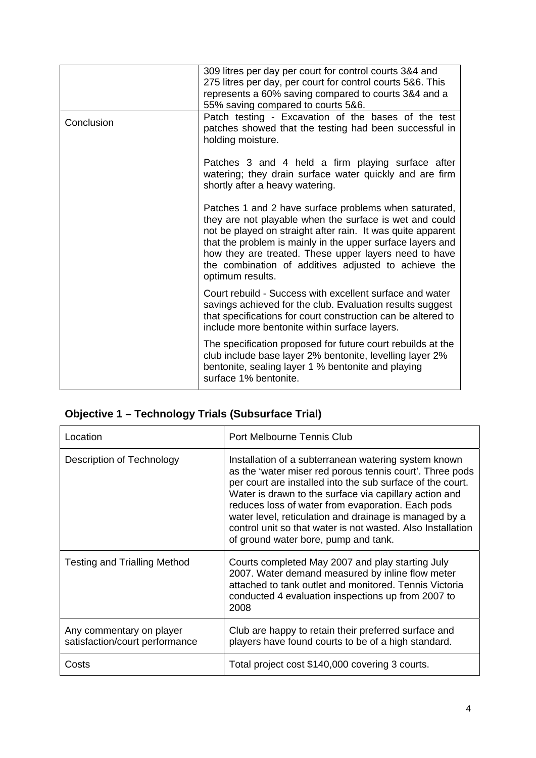| | |
|---|---|
| | 309 litres per day per court for control courts 3&4 and 275 litres per day, per court for control courts 5&6. This represents a 60% saving compared to courts 3&4 and a 55% saving compared to courts 5&6. |
| Conclusion | Patch testing - Excavation of the bases of the test patches showed that the testing had been successful in holding moisture.<br><br>Patches 3 and 4 held a firm playing surface after watering; they drain surface water quickly and are firm shortly after a heavy watering.<br><br>Patches 1 and 2 have surface problems when saturated, they are not playable when the surface is wet and could not be played on straight after rain. It was quite apparent that the problem is mainly in the upper surface layers and how they are treated. These upper layers need to have the combination of additives adjusted to achieve the optimum results.<br><br>Court rebuild - Success with excellent surface and water savings achieved for the club. Evaluation results suggest that specifications for court construction can be altered to include more bentonite within surface layers.<br><br>The specification proposed for future court rebuilds at the club include base layer 2% bentonite, levelling layer 2% bentonite, sealing layer 1 % bentonite and playing surface 1% bentonite. |

## Objective 1 – Technology Trials (Subsurface Trial)

| | |
|---|---|
| Location | Port Melbourne Tennis Club |
| Description of Technology | Installation of a subterranean watering system known as the 'water miser red porous tennis court'. Three pods per court are installed into the sub surface of the court. Water is drawn to the surface via capillary action and reduces loss of water from evaporation. Each pods water level, reticulation and drainage is managed by a control unit so that water is not wasted. Also Installation of ground water bore, pump and tank. |
| Testing and Trialling Method | Courts completed May 2007 and play starting July 2007. Water demand measured by inline flow meter attached to tank outlet and monitored. Tennis Victoria conducted 4 evaluation inspections up from 2007 to 2008 |
| Any commentary on player satisfaction/court performance | Club are happy to retain their preferred surface and players have found courts to be of a high standard. |
| Costs | Total project cost $140,000 covering 3 courts. |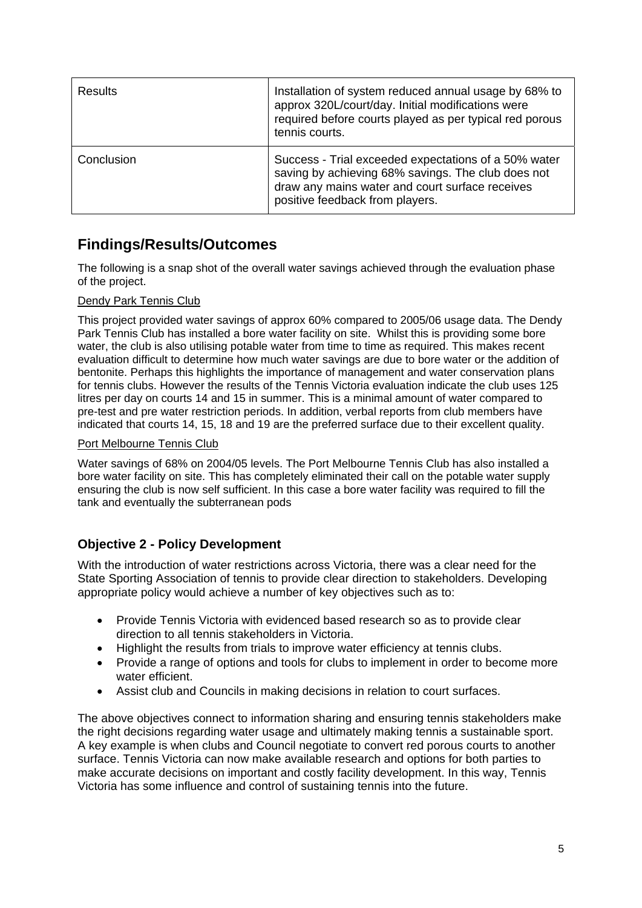| | |
|---|---|
| Results | Installation of system reduced annual usage by 68% to approx 320L/court/day. Initial modifications were required before courts played as per typical red porous tennis courts. |
| Conclusion | Success - Trial exceeded expectations of a 50% water saving by achieving 68% savings. The club does not draw any mains water and court surface receives positive feedback from players. |

## Findings/Results/Outcomes

The following is a snap shot of the overall water savings achieved through the evaluation phase of the project.

Dendy Park Tennis Club

This project provided water savings of approx 60% compared to 2005/06 usage data. The Dendy Park Tennis Club has installed a bore water facility on site. Whilst this is providing some bore water, the club is also utilising potable water from time to time as required. This makes recent evaluation difficult to determine how much water savings are due to bore water or the addition of bentonite. Perhaps this highlights the importance of management and water conservation plans for tennis clubs. However the results of the Tennis Victoria evaluation indicate the club uses 125 litres per day on courts 14 and 15 in summer. This is a minimal amount of water compared to pre-test and pre water restriction periods. In addition, verbal reports from club members have indicated that courts 14, 15, 18 and 19 are the preferred surface due to their excellent quality.

Port Melbourne Tennis Club

Water savings of 68% on 2004/05 levels. The Port Melbourne Tennis Club has also installed a bore water facility on site. This has completely eliminated their call on the potable water supply ensuring the club is now self sufficient. In this case a bore water facility was required to fill the tank and eventually the subterranean pods

### Objective 2 - Policy Development

With the introduction of water restrictions across Victoria, there was a clear need for the State Sporting Association of tennis to provide clear direction to stakeholders. Developing appropriate policy would achieve a number of key objectives such as to:

- Provide Tennis Victoria with evidenced based research so as to provide clear direction to all tennis stakeholders in Victoria.
- Highlight the results from trials to improve water efficiency at tennis clubs.
- Provide a range of options and tools for clubs to implement in order to become more water efficient.
- Assist club and Councils in making decisions in relation to court surfaces.

The above objectives connect to information sharing and ensuring tennis stakeholders make the right decisions regarding water usage and ultimately making tennis a sustainable sport. A key example is when clubs and Council negotiate to convert red porous courts to another surface. Tennis Victoria can now make available research and options for both parties to make accurate decisions on important and costly facility development. In this way, Tennis Victoria has some influence and control of sustaining tennis into the future.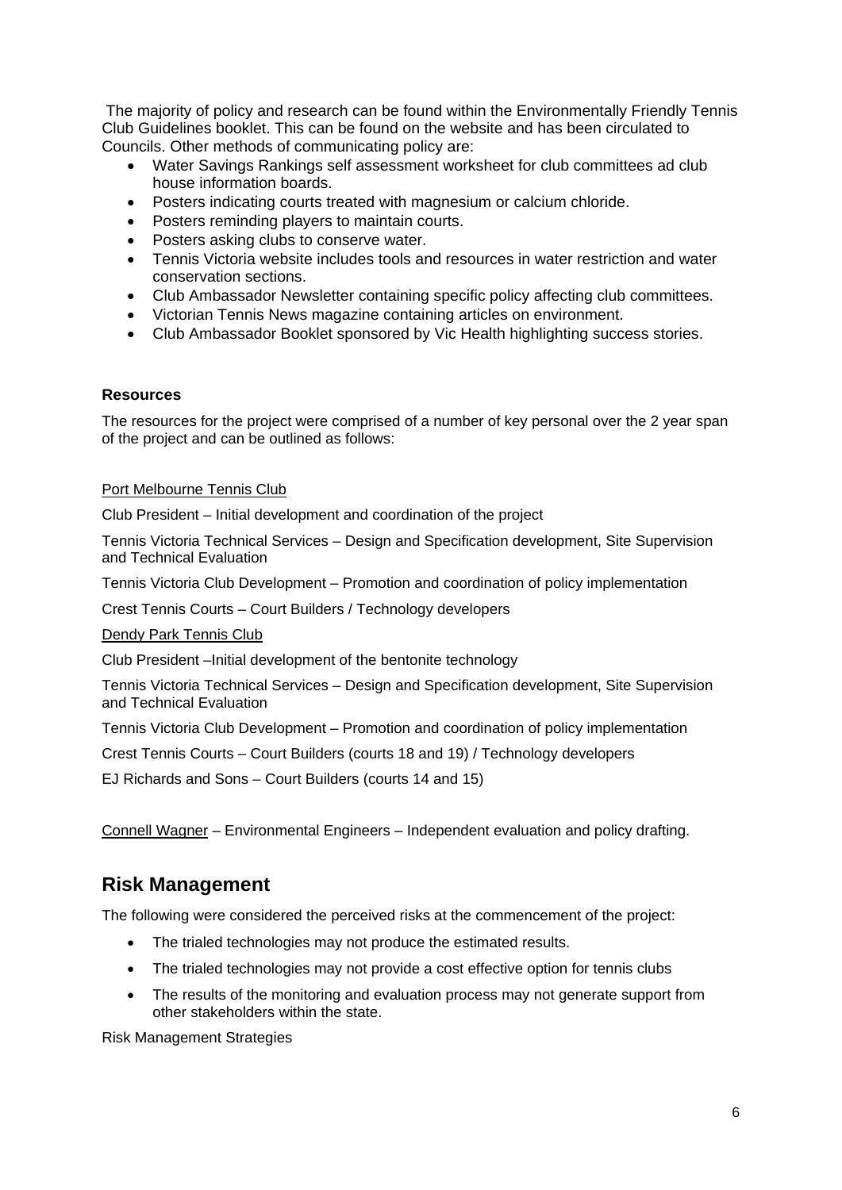The majority of policy and research can be found within the Environmentally Friendly Tennis Club Guidelines booklet. This can be found on the website and has been circulated to Councils. Other methods of communicating policy are:

- Water Savings Rankings self assessment worksheet for club committees ad club house information boards.
- Posters indicating courts treated with magnesium or calcium chloride.
- Posters reminding players to maintain courts.
- Posters asking clubs to conserve water.
- Tennis Victoria website includes tools and resources in water restriction and water conservation sections.
- Club Ambassador Newsletter containing specific policy affecting club committees.
- Victorian Tennis News magazine containing articles on environment.
- Club Ambassador Booklet sponsored by Vic Health highlighting success stories.

**Resources**

The resources for the project were comprised of a number of key personal over the 2 year span of the project and can be outlined as follows:

<u>Port Melbourne Tennis Club</u>

Club President – Initial development and coordination of the project

Tennis Victoria Technical Services – Design and Specification development, Site Supervision and Technical Evaluation

Tennis Victoria Club Development – Promotion and coordination of policy implementation

Crest Tennis Courts – Court Builders / Technology developers

<u>Dendy Park Tennis Club</u>

Club President –Initial development of the bentonite technology

Tennis Victoria Technical Services – Design and Specification development, Site Supervision and Technical Evaluation

Tennis Victoria Club Development – Promotion and coordination of policy implementation

Crest Tennis Courts – Court Builders (courts 18 and 19) / Technology developers

EJ Richards and Sons – Court Builders (courts 14 and 15)

<u>Connell Wagner</u> – Environmental Engineers – Independent evaluation and policy drafting.

## Risk Management

The following were considered the perceived risks at the commencement of the project:

- The trialed technologies may not produce the estimated results.
- The trialed technologies may not provide a cost effective option for tennis clubs
- The results of the monitoring and evaluation process may not generate support from other stakeholders within the state.

Risk Management Strategies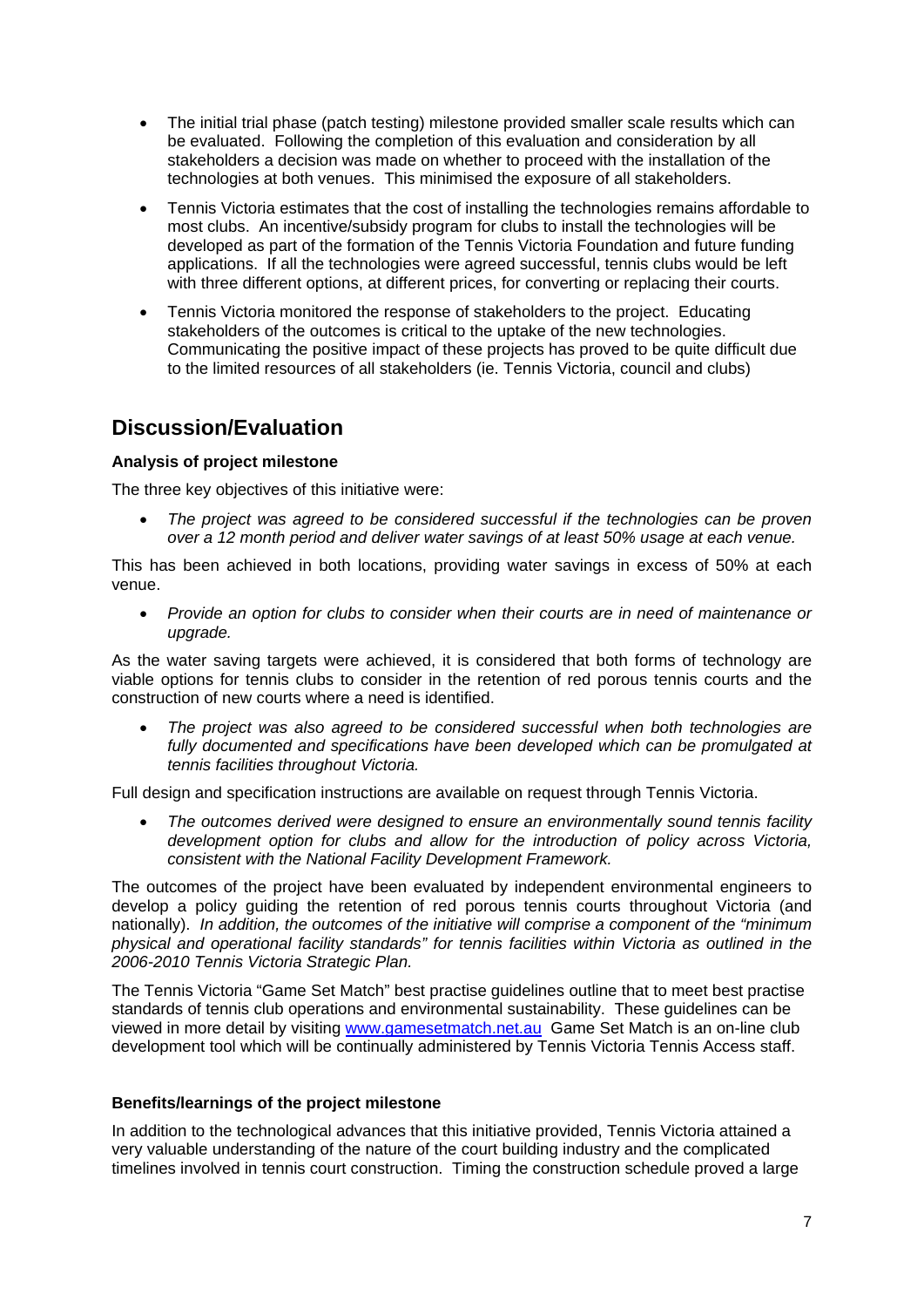- The initial trial phase (patch testing) milestone provided smaller scale results which can be evaluated. Following the completion of this evaluation and consideration by all stakeholders a decision was made on whether to proceed with the installation of the technologies at both venues. This minimised the exposure of all stakeholders.
- Tennis Victoria estimates that the cost of installing the technologies remains affordable to most clubs. An incentive/subsidy program for clubs to install the technologies will be developed as part of the formation of the Tennis Victoria Foundation and future funding applications. If all the technologies were agreed successful, tennis clubs would be left with three different options, at different prices, for converting or replacing their courts.
- Tennis Victoria monitored the response of stakeholders to the project. Educating stakeholders of the outcomes is critical to the uptake of the new technologies. Communicating the positive impact of these projects has proved to be quite difficult due to the limited resources of all stakeholders (ie. Tennis Victoria, council and clubs)

## Discussion/Evaluation

**Analysis of project milestone**

The three key objectives of this initiative were:

- *The project was agreed to be considered successful if the technologies can be proven over a 12 month period and deliver water savings of at least 50% usage at each venue.*

This has been achieved in both locations, providing water savings in excess of 50% at each venue.

- *Provide an option for clubs to consider when their courts are in need of maintenance or upgrade.*

As the water saving targets were achieved, it is considered that both forms of technology are viable options for tennis clubs to consider in the retention of red porous tennis courts and the construction of new courts where a need is identified.

- *The project was also agreed to be considered successful when both technologies are fully documented and specifications have been developed which can be promulgated at tennis facilities throughout Victoria.*

Full design and specification instructions are available on request through Tennis Victoria.

- *The outcomes derived were designed to ensure an environmentally sound tennis facility development option for clubs and allow for the introduction of policy across Victoria, consistent with the National Facility Development Framework.*

The outcomes of the project have been evaluated by independent environmental engineers to develop a policy guiding the retention of red porous tennis courts throughout Victoria (and nationally). *In addition, the outcomes of the initiative will comprise a component of the "minimum physical and operational facility standards" for tennis facilities within Victoria as outlined in the 2006-2010 Tennis Victoria Strategic Plan.*

The Tennis Victoria "Game Set Match" best practise guidelines outline that to meet best practise standards of tennis club operations and environmental sustainability. These guidelines can be viewed in more detail by visiting www.gamesetmatch.net.au Game Set Match is an on-line club development tool which will be continually administered by Tennis Victoria Tennis Access staff.

**Benefits/learnings of the project milestone**

In addition to the technological advances that this initiative provided, Tennis Victoria attained a very valuable understanding of the nature of the court building industry and the complicated timelines involved in tennis court construction. Timing the construction schedule proved a large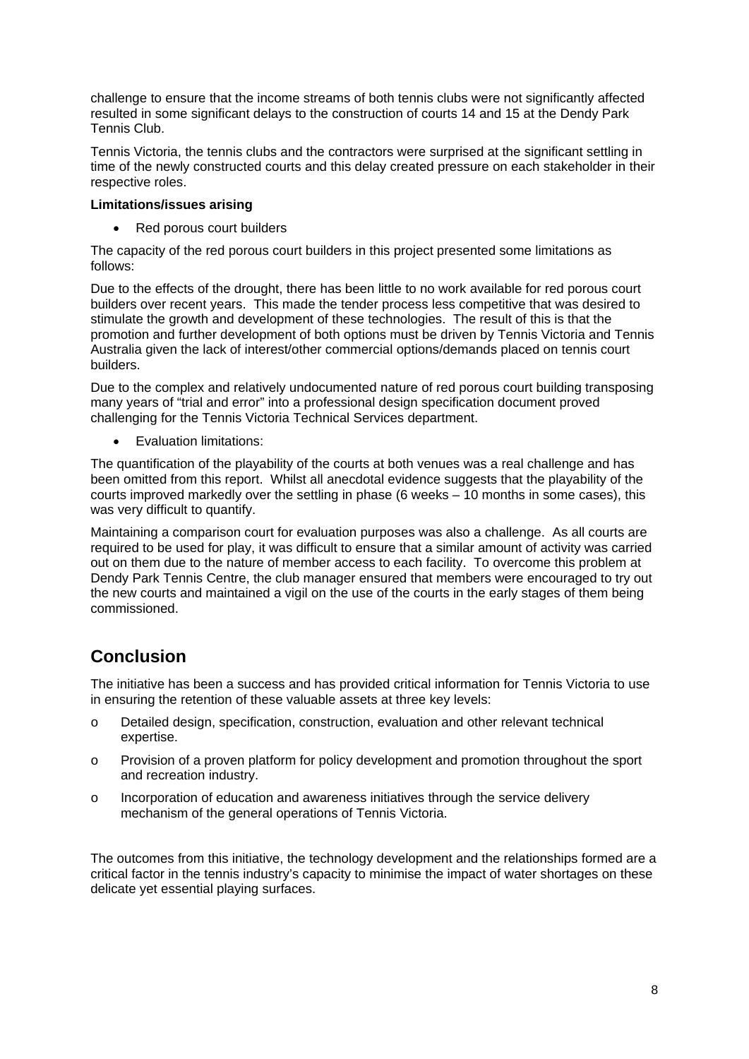challenge to ensure that the income streams of both tennis clubs were not significantly affected resulted in some significant delays to the construction of courts 14 and 15 at the Dendy Park Tennis Club.

Tennis Victoria, the tennis clubs and the contractors were surprised at the significant settling in time of the newly constructed courts and this delay created pressure on each stakeholder in their respective roles.

**Limitations/issues arising**

- Red porous court builders

The capacity of the red porous court builders in this project presented some limitations as follows:

Due to the effects of the drought, there has been little to no work available for red porous court builders over recent years. This made the tender process less competitive that was desired to stimulate the growth and development of these technologies. The result of this is that the promotion and further development of both options must be driven by Tennis Victoria and Tennis Australia given the lack of interest/other commercial options/demands placed on tennis court builders.

Due to the complex and relatively undocumented nature of red porous court building transposing many years of "trial and error" into a professional design specification document proved challenging for the Tennis Victoria Technical Services department.

- Evaluation limitations:

The quantification of the playability of the courts at both venues was a real challenge and has been omitted from this report. Whilst all anecdotal evidence suggests that the playability of the courts improved markedly over the settling in phase (6 weeks – 10 months in some cases), this was very difficult to quantify.

Maintaining a comparison court for evaluation purposes was also a challenge. As all courts are required to be used for play, it was difficult to ensure that a similar amount of activity was carried out on them due to the nature of member access to each facility. To overcome this problem at Dendy Park Tennis Centre, the club manager ensured that members were encouraged to try out the new courts and maintained a vigil on the use of the courts in the early stages of them being commissioned.

## Conclusion

The initiative has been a success and has provided critical information for Tennis Victoria to use in ensuring the retention of these valuable assets at three key levels:

- Detailed design, specification, construction, evaluation and other relevant technical expertise.
- Provision of a proven platform for policy development and promotion throughout the sport and recreation industry.
- Incorporation of education and awareness initiatives through the service delivery mechanism of the general operations of Tennis Victoria.

The outcomes from this initiative, the technology development and the relationships formed are a critical factor in the tennis industry's capacity to minimise the impact of water shortages on these delicate yet essential playing surfaces.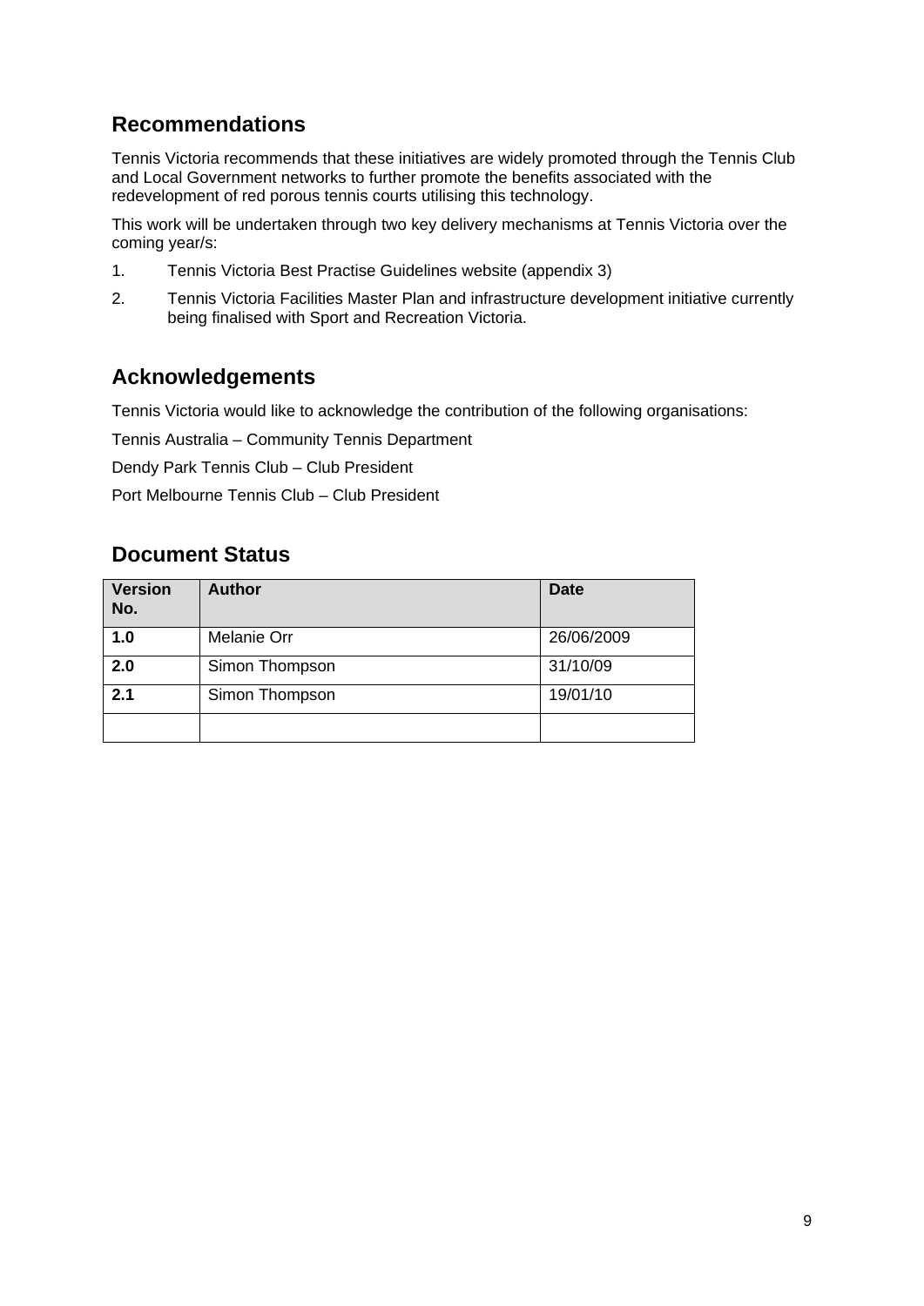## Recommendations

Tennis Victoria recommends that these initiatives are widely promoted through the Tennis Club and Local Government networks to further promote the benefits associated with the redevelopment of red porous tennis courts utilising this technology.

This work will be undertaken through two key delivery mechanisms at Tennis Victoria over the coming year/s:

1. Tennis Victoria Best Practise Guidelines website (appendix 3)
2. Tennis Victoria Facilities Master Plan and infrastructure development initiative currently being finalised with Sport and Recreation Victoria.

## Acknowledgements

Tennis Victoria would like to acknowledge the contribution of the following organisations:

Tennis Australia – Community Tennis Department

Dendy Park Tennis Club – Club President

Port Melbourne Tennis Club – Club President

## Document Status

| Version No. | Author | Date |
|---|---|---|
| **1.0** | Melanie Orr | 26/06/2009 |
| **2.0** | Simon Thompson | 31/10/09 |
| **2.1** | Simon Thompson | 19/01/10 |
| | | |